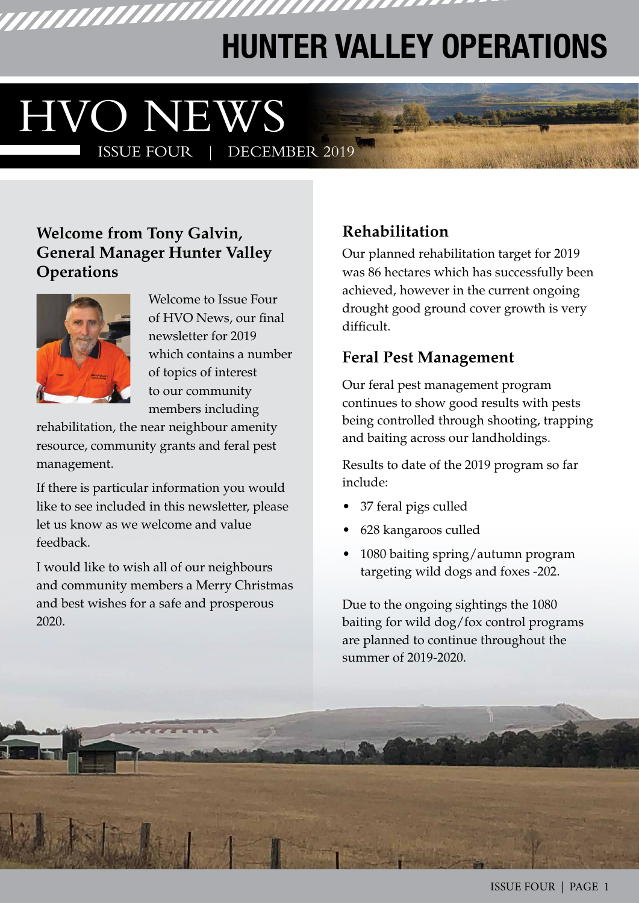# HUNTER VALLEY OPERATIONS

# HVO NEWS

ISSUE FOUR | DECEMBER 2019

## Welcome from Tony Galvin, General Manager Hunter Valley Operations

Welcome to Issue Four of HVO News, our final newsletter for 2019 which contains a number of topics of interest to our community members including rehabilitation, the near neighbour amenity resource, community grants and feral pest management.

If there is particular information you would like to see included in this newsletter, please let us know as we welcome and value feedback.

I would like to wish all of our neighbours and community members a Merry Christmas and best wishes for a safe and prosperous 2020.

## Rehabilitation

Our planned rehabilitation target for 2019 was 86 hectares which has successfully been achieved, however in the current ongoing drought good ground cover growth is very difficult.

## Feral Pest Management

Our feral pest management program continues to show good results with pests being controlled through shooting, trapping and baiting across our landholdings.

Results to date of the 2019 program so far include:

- 37 feral pigs culled
- 628 kangaroos culled
- 1080 baiting spring/autumn program targeting wild dogs and foxes -202.

Due to the ongoing sightings the 1080 baiting for wild dog/fox control programs are planned to continue throughout the summer of 2019-2020.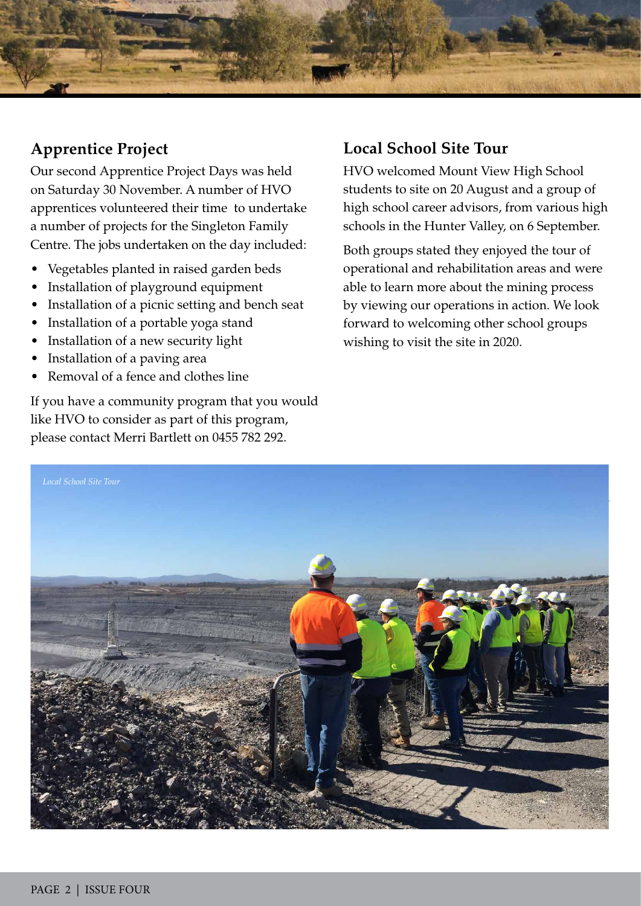## Apprentice Project

Our second Apprentice Project Days was held on Saturday 30 November. A number of HVO apprentices volunteered their time to undertake a number of projects for the Singleton Family Centre. The jobs undertaken on the day included:

- Vegetables planted in raised garden beds
- Installation of playground equipment
- Installation of a picnic setting and bench seat
- Installation of a portable yoga stand
- Installation of a new security light
- Installation of a paving area
- Removal of a fence and clothes line

If you have a community program that you would like HVO to consider as part of this program, please contact Merri Bartlett on 0455 782 292.

## Local School Site Tour

HVO welcomed Mount View High School students to site on 20 August and a group of high school career advisors, from various high schools in the Hunter Valley, on 6 September.

Both groups stated they enjoyed the tour of operational and rehabilitation areas and were able to learn more about the mining process by viewing our operations in action. We look forward to welcoming other school groups wishing to visit the site in 2020.

*Local School Site Tour*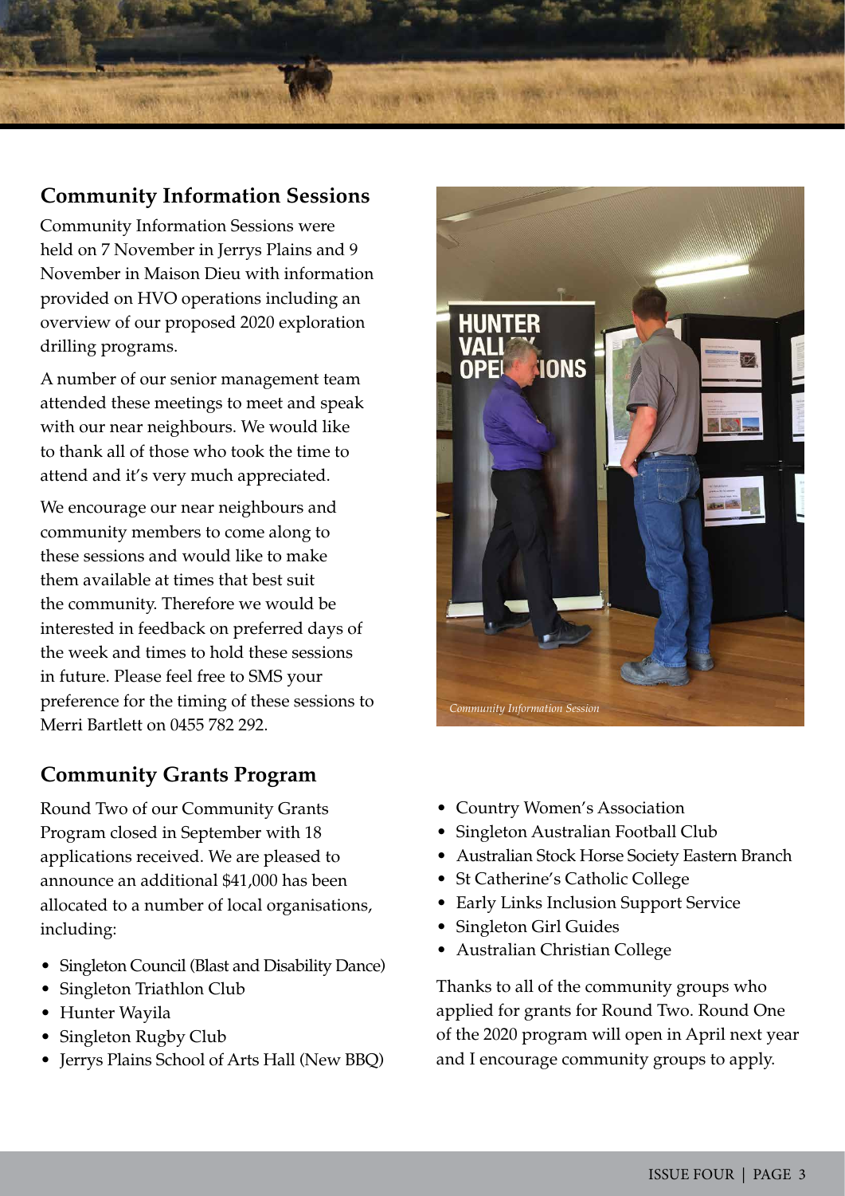## Community Information Sessions

Community Information Sessions were held on 7 November in Jerrys Plains and 9 November in Maison Dieu with information provided on HVO operations including an overview of our proposed 2020 exploration drilling programs.

A number of our senior management team attended these meetings to meet and speak with our near neighbours. We would like to thank all of those who took the time to attend and it's very much appreciated.

We encourage our near neighbours and community members to come along to these sessions and would like to make them available at times that best suit the community. Therefore we would be interested in feedback on preferred days of the week and times to hold these sessions in future. Please feel free to SMS your preference for the timing of these sessions to Merri Bartlett on 0455 782 292.

*Community Information Session*

## Community Grants Program

Round Two of our Community Grants Program closed in September with 18 applications received. We are pleased to announce an additional $41,000 has been allocated to a number of local organisations, including:

- Singleton Council (Blast and Disability Dance)
- Singleton Triathlon Club
- Hunter Wayila
- Singleton Rugby Club
- Jerrys Plains School of Arts Hall (New BBQ)
- Country Women's Association
- Singleton Australian Football Club
- Australian Stock Horse Society Eastern Branch
- St Catherine's Catholic College
- Early Links Inclusion Support Service
- Singleton Girl Guides
- Australian Christian College

Thanks to all of the community groups who applied for grants for Round Two. Round One of the 2020 program will open in April next year and I encourage community groups to apply.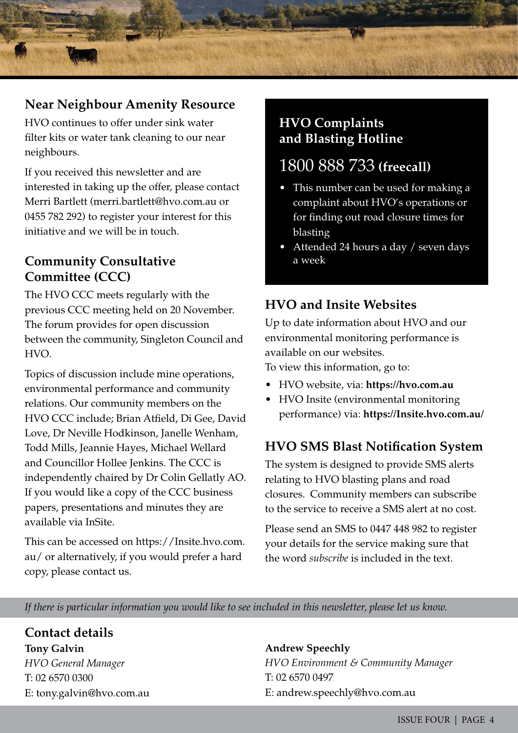## Near Neighbour Amenity Resource

HVO continues to offer under sink water filter kits or water tank cleaning to our near neighbours.

If you received this newsletter and are interested in taking up the offer, please contact Merri Bartlett (merri.bartlett@hvo.com.au or 0455 782 292) to register your interest for this initiative and we will be in touch.

## Community Consultative Committee (CCC)

The HVO CCC meets regularly with the previous CCC meeting held on 20 November. The forum provides for open discussion between the community, Singleton Council and HVO.

Topics of discussion include mine operations, environmental performance and community relations. Our community members on the HVO CCC include; Brian Atfield, Di Gee, David Love, Dr Neville Hodkinson, Janelle Wenham, Todd Mills, Jeannie Hayes, Michael Wellard and Councillor Hollee Jenkins. The CCC is independently chaired by Dr Colin Gellatly AO. If you would like a copy of the CCC business papers, presentations and minutes they are available via InSite.

This can be accessed on https://Insite.hvo.com.au/ or alternatively, if you would prefer a hard copy, please contact us.

## HVO Complaints and Blasting Hotline

1800 888 733 **(freecall)**

- This number can be used for making a complaint about HVO's operations or for finding out road closure times for blasting
- Attended 24 hours a day / seven days a week

## HVO and Insite Websites

Up to date information about HVO and our environmental monitoring performance is available on our websites.
To view this information, go to:

- HVO website, via: **https://hvo.com.au**
- HVO Insite (environmental monitoring performance) via: **https://Insite.hvo.com.au/**

## HVO SMS Blast Notification System

The system is designed to provide SMS alerts relating to HVO blasting plans and road closures. Community members can subscribe to the service to receive a SMS alert at no cost.

Please send an SMS to 0447 448 982 to register your details for the service making sure that the word *subscribe* is included in the text.

*If there is particular information you would like to see included in this newsletter, please let us know.*

## Contact details

**Tony Galvin**
*HVO General Manager*
T: 02 6570 0300
E: tony.galvin@hvo.com.au

**Andrew Speechly**
*HVO Environment & Community Manager*
T: 02 6570 0497
E: andrew.speechly@hvo.com.au